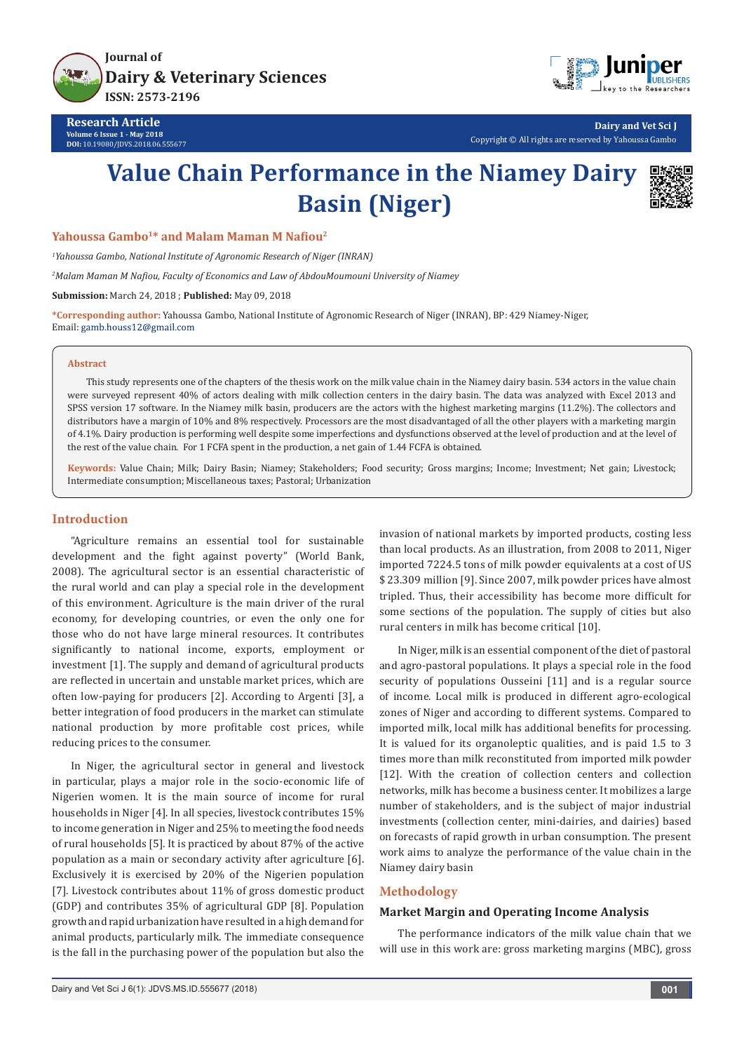Research Article
Volume 6 Issue 1 - May 2018
DOI: 10.19080/JDVS.2018.06.555677

Copyright © All rights are reserved by Yahoussa Gambo

# Value Chain Performance in the Niamey Dairy Basin (Niger)

**Yahoussa Gambo[1]* and Malam Maman M Nafiou[2]**

*[1]Yahoussa Gambo, National Institute of Agronomic Research of Niger (INRAN)*

*[2]Malam Maman M Nafiou, Faculty of Economics and Law of AbdouMoumouni University of Niamey*

**Submission:** March 24, 2018 ; **Published:** May 09, 2018

***Corresponding author:** Yahoussa Gambo, National Institute of Agronomic Research of Niger (INRAN), BP: 429 Niamey-Niger, Email: gamb.houss12@gmail.com

## Abstract

This study represents one of the chapters of the thesis work on the milk value chain in the Niamey dairy basin. 534 actors in the value chain were surveyed represent 40% of actors dealing with milk collection centers in the dairy basin. The data was analyzed with Excel 2013 and SPSS version 17 software. In the Niamey milk basin, producers are the actors with the highest marketing margins (11.2%). The collectors and distributors have a margin of 10% and 8% respectively. Processors are the most disadvantaged of all the other players with a marketing margin of 4.1%. Dairy production is performing well despite some imperfections and dysfunctions observed at the level of production and at the level of the rest of the value chain. For 1 FCFA spent in the production, a net gain of 1.44 FCFA is obtained.

**Keywords:** Value Chain; Milk; Dairy Basin; Niamey; Stakeholders; Food security; Gross margins; Income; Investment; Net gain; Livestock; Intermediate consumption; Miscellaneous taxes; Pastoral; Urbanization

## Introduction

"Agriculture remains an essential tool for sustainable development and the fight against poverty" (World Bank, 2008). The agricultural sector is an essential characteristic of the rural world and can play a special role in the development of this environment. Agriculture is the main driver of the rural economy, for developing countries, or even the only one for those who do not have large mineral resources. It contributes significantly to national income, exports, employment or investment [1]. The supply and demand of agricultural products are reflected in uncertain and unstable market prices, which are often low-paying for producers [2]. According to Argenti [3], a better integration of food producers in the market can stimulate national production by more profitable cost prices, while reducing prices to the consumer.

In Niger, the agricultural sector in general and livestock in particular, plays a major role in the socio-economic life of Nigerien women. It is the main source of income for rural households in Niger [4]. In all species, livestock contributes 15% to income generation in Niger and 25% to meeting the food needs of rural households [5]. It is practiced by about 87% of the active population as a main or secondary activity after agriculture [6]. Exclusively it is exercised by 20% of the Nigerien population [7]. Livestock contributes about 11% of gross domestic product (GDP) and contributes 35% of agricultural GDP [8]. Population growth and rapid urbanization have resulted in a high demand for animal products, particularly milk. The immediate consequence is the fall in the purchasing power of the population but also the invasion of national markets by imported products, costing less than local products. As an illustration, from 2008 to 2011, Niger imported 7224.5 tons of milk powder equivalents at a cost of US $ 23.309 million [9]. Since 2007, milk powder prices have almost tripled. Thus, their accessibility has become more difficult for some sections of the population. The supply of cities but also rural centers in milk has become critical [10].

In Niger, milk is an essential component of the diet of pastoral and agro-pastoral populations. It plays a special role in the food security of populations Ousseini [11] and is a regular source of income. Local milk is produced in different agro-ecological zones of Niger and according to different systems. Compared to imported milk, local milk has additional benefits for processing. It is valued for its organoleptic qualities, and is paid 1.5 to 3 times more than milk reconstituted from imported milk powder [12]. With the creation of collection centers and collection networks, milk has become a business center. It mobilizes a large number of stakeholders, and is the subject of major industrial investments (collection center, mini-dairies, and dairies) based on forecasts of rapid growth in urban consumption. The present work aims to analyze the performance of the value chain in the Niamey dairy basin

## Methodology

### Market Margin and Operating Income Analysis

The performance indicators of the milk value chain that we will use in this work are: gross marketing margins (MBC), gross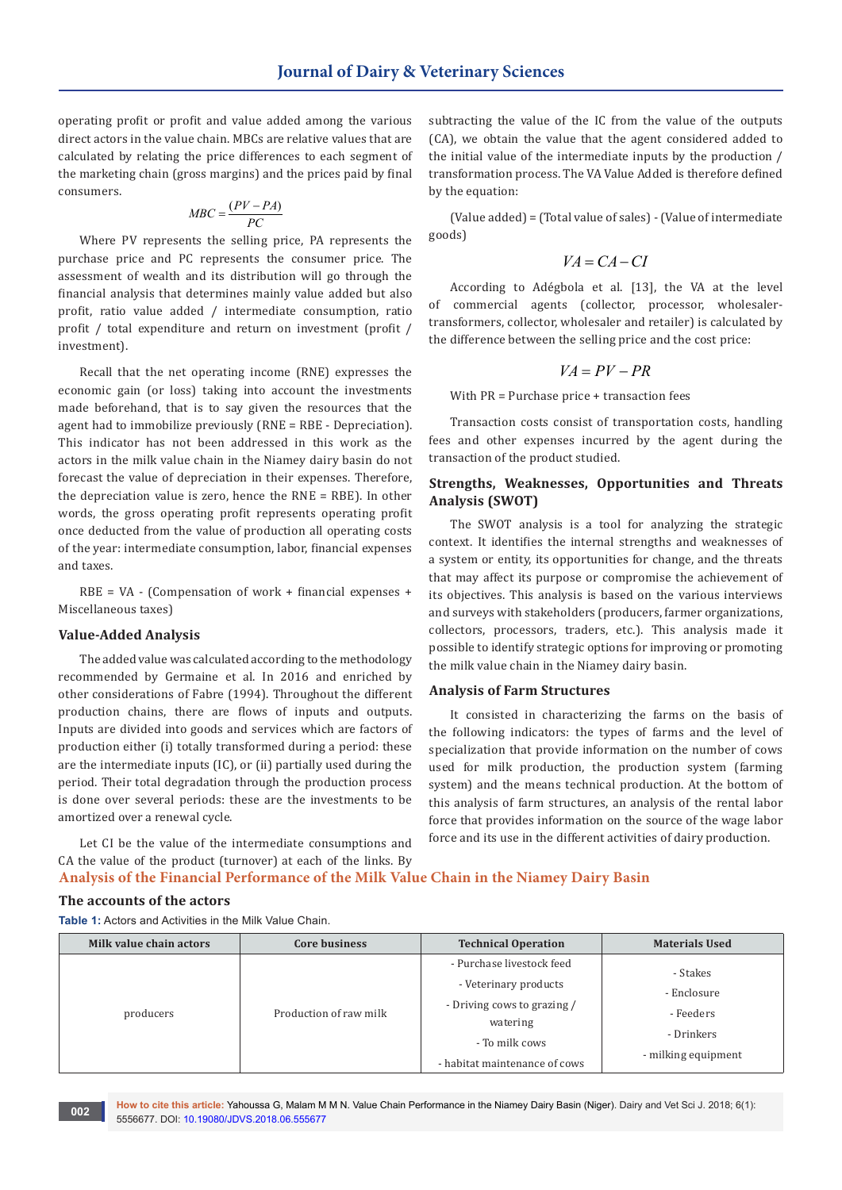operating profit or profit and value added among the various direct actors in the value chain. MBCs are relative values that are calculated by relating the price differences to each segment of the marketing chain (gross margins) and the prices paid by final consumers.

$$MBC = \frac{(PV - PA)}{PC}$$

Where PV represents the selling price, PA represents the purchase price and PC represents the consumer price. The assessment of wealth and its distribution will go through the financial analysis that determines mainly value added but also profit, ratio value added / intermediate consumption, ratio profit / total expenditure and return on investment (profit / investment).

Recall that the net operating income (RNE) expresses the economic gain (or loss) taking into account the investments made beforehand, that is to say given the resources that the agent had to immobilize previously (RNE = RBE - Depreciation). This indicator has not been addressed in this work as the actors in the milk value chain in the Niamey dairy basin do not forecast the value of depreciation in their expenses. Therefore, the depreciation value is zero, hence the RNE = RBE). In other words, the gross operating profit represents operating profit once deducted from the value of production all operating costs of the year: intermediate consumption, labor, financial expenses and taxes.

RBE = VA - (Compensation of work + financial expenses + Miscellaneous taxes)

### Value-Added Analysis

The added value was calculated according to the methodology recommended by Germaine et al. In 2016 and enriched by other considerations of Fabre (1994). Throughout the different production chains, there are flows of inputs and outputs. Inputs are divided into goods and services which are factors of production either (i) totally transformed during a period: these are the intermediate inputs (IC), or (ii) partially used during the period. Their total degradation through the production process is done over several periods: these are the investments to be amortized over a renewal cycle.

Let CI be the value of the intermediate consumptions and CA the value of the product (turnover) at each of the links. By subtracting the value of the IC from the value of the outputs (CA), we obtain the value that the agent considered added to the initial value of the intermediate inputs by the production / transformation process. The VA Value Added is therefore defined by the equation:

(Value added) = (Total value of sales) - (Value of intermediate goods)

$$VA = CA - CI$$

According to Adégbola et al. [13], the VA at the level of commercial agents (collector, processor, wholesaler-transformers, collector, wholesaler and retailer) is calculated by the difference between the selling price and the cost price:

$$VA = PV - PR$$

With PR = Purchase price + transaction fees

Transaction costs consist of transportation costs, handling fees and other expenses incurred by the agent during the transaction of the product studied.

### Strengths, Weaknesses, Opportunities and Threats Analysis (SWOT)

The SWOT analysis is a tool for analyzing the strategic context. It identifies the internal strengths and weaknesses of a system or entity, its opportunities for change, and the threats that may affect its purpose or compromise the achievement of its objectives. This analysis is based on the various interviews and surveys with stakeholders (producers, farmer organizations, collectors, processors, traders, etc.). This analysis made it possible to identify strategic options for improving or promoting the milk value chain in the Niamey dairy basin.

### Analysis of Farm Structures

It consisted in characterizing the farms on the basis of the following indicators: the types of farms and the level of specialization that provide information on the number of cows used for milk production, the production system (farming system) and the means technical production. At the bottom of this analysis of farm structures, an analysis of the rental labor force that provides information on the source of the wage labor force and its use in the different activities of dairy production.

## Analysis of the Financial Performance of the Milk Value Chain in the Niamey Dairy Basin

### The accounts of the actors

**Table 1:** Actors and Activities in the Milk Value Chain.

| Milk value chain actors | Core business | Technical Operation | Materials Used |
|---|---|---|---|
| producers | Production of raw milk | - Purchase livestock feed<br>- Veterinary products<br>- Driving cows to grazing / watering<br>- To milk cows<br>- habitat maintenance of cows | - Stakes<br>- Enclosure<br>- Feeders<br>- Drinkers<br>- milking equipment |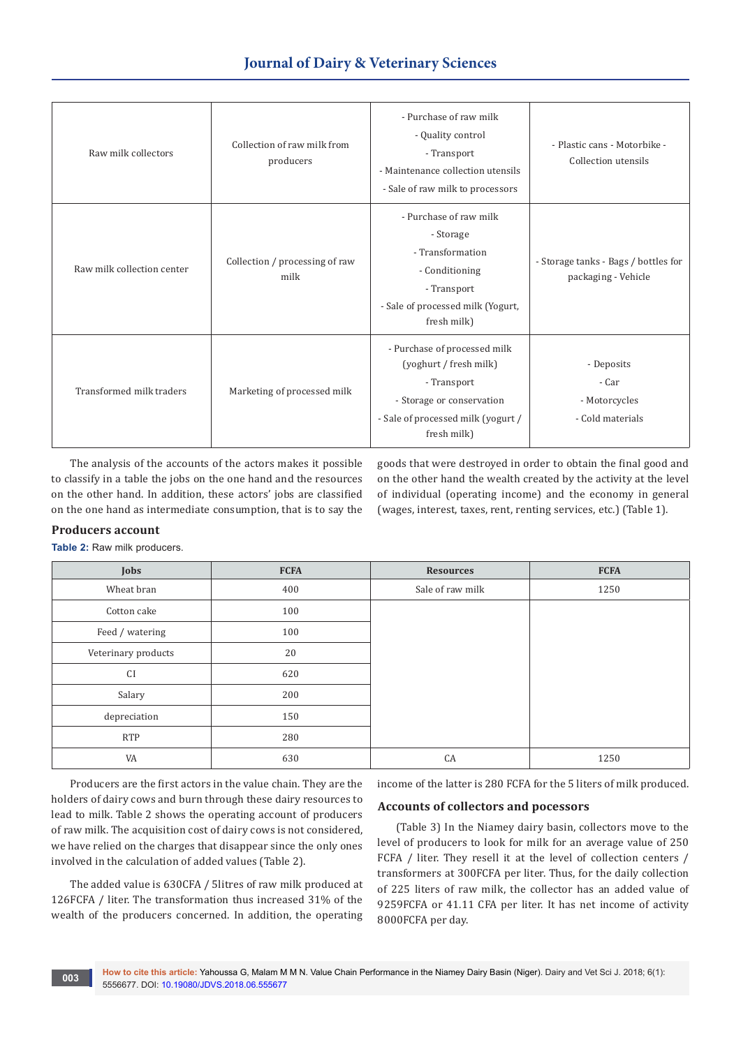| | | | |
|---|---|---|---|
| Raw milk collectors | Collection of raw milk from producers | - Purchase of raw milk<br>- Quality control<br>- Transport<br>- Maintenance collection utensils<br>- Sale of raw milk to processors | - Plastic cans - Motorbike - Collection utensils |
| Raw milk collection center | Collection / processing of raw milk | - Purchase of raw milk<br>- Storage<br>- Transformation<br>- Conditioning<br>- Transport<br>- Sale of processed milk (Yogurt, fresh milk) | - Storage tanks - Bags / bottles for packaging - Vehicle |
| Transformed milk traders | Marketing of processed milk | - Purchase of processed milk (yoghurt / fresh milk)<br>- Transport<br>- Storage or conservation<br>- Sale of processed milk (yogurt / fresh milk) | - Deposits<br>- Car<br>- Motorcycles<br>- Cold materials |

The analysis of the accounts of the actors makes it possible to classify in a table the jobs on the one hand and the resources on the other hand. In addition, these actors' jobs are classified on the one hand as intermediate consumption, that is to say the goods that were destroyed in order to obtain the final good and on the other hand the wealth created by the activity at the level of individual (operating income) and the economy in general (wages, interest, taxes, rent, renting services, etc.) (Table 1).

### Producers account

**Table 2:** Raw milk producers.

| Jobs | FCFA | Resources | FCFA |
|---|---|---|---|
| Wheat bran | 400 | Sale of raw milk | 1250 |
| Cotton cake | 100 | | |
| Feed / watering | 100 | | |
| Veterinary products | 20 | | |
| CI | 620 | | |
| Salary | 200 | | |
| depreciation | 150 | | |
| RTP | 280 | | |
| VA | 630 | CA | 1250 |

Producers are the first actors in the value chain. They are the holders of dairy cows and burn through these dairy resources to lead to milk. Table 2 shows the operating account of producers of raw milk. The acquisition cost of dairy cows is not considered, we have relied on the charges that disappear since the only ones involved in the calculation of added values (Table 2).

The added value is 630CFA / 5litres of raw milk produced at 126FCFA / liter. The transformation thus increased 31% of the wealth of the producers concerned. In addition, the operating income of the latter is 280 FCFA for the 5 liters of milk produced.

### Accounts of collectors and pocessors

(Table 3) In the Niamey dairy basin, collectors move to the level of producers to look for milk for an average value of 250 FCFA / liter. They resell it at the level of collection centers / transformers at 300FCFA per liter. Thus, for the daily collection of 225 liters of raw milk, the collector has an added value of 9259FCFA or 41.11 CFA per liter. It has net income of activity 8000FCFA per day.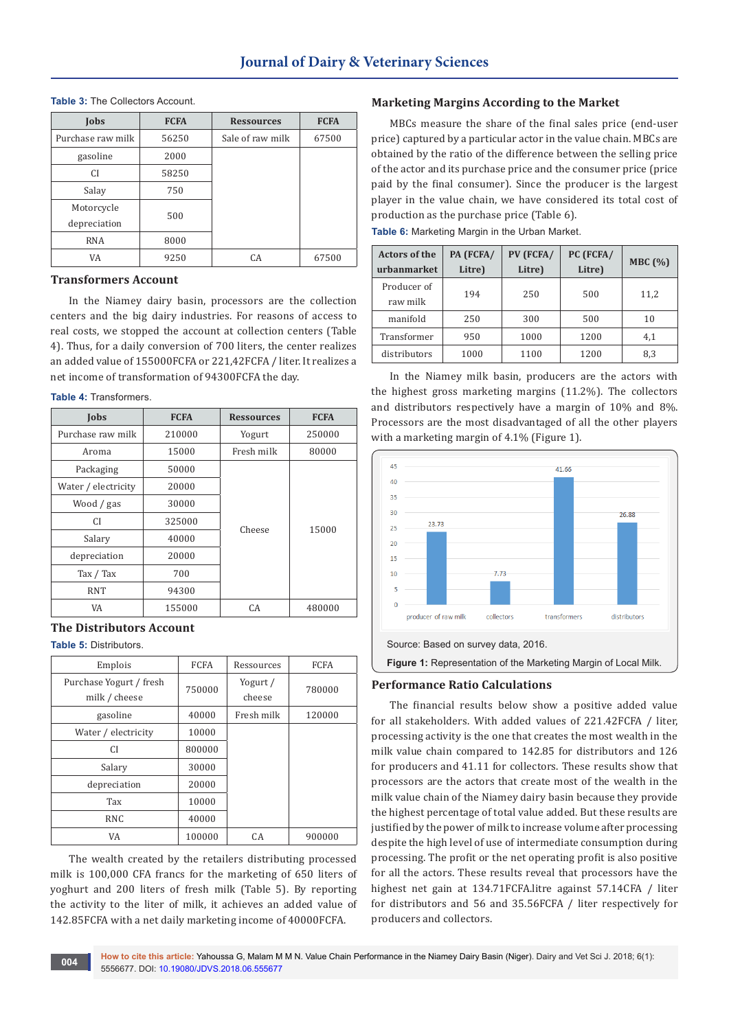**Table 3:** The Collectors Account.

| Jobs | FCFA | Ressources | FCFA |
|---|---|---|---|
| Purchase raw milk | 56250 | Sale of raw milk | 67500 |
| gasoline | 2000 | | |
| CI | 58250 | | |
| Salay | 750 | | |
| Motorcycle depreciation | 500 | | |
| RNA | 8000 | | |
| VA | 9250 | CA | 67500 |

## Transformers Account

In the Niamey dairy basin, processors are the collection centers and the big dairy industries. For reasons of access to real costs, we stopped the account at collection centers (Table 4). Thus, for a daily conversion of 700 liters, the center realizes an added value of 155000FCFA or 221,42FCFA / liter. It realizes a net income of transformation of 94300FCFA the day.

**Table 4:** Transformers.

| Jobs | FCFA | Ressources | FCFA |
|---|---|---|---|
| Purchase raw milk | 210000 | Yogurt | 250000 |
| Aroma | 15000 | Fresh milk | 80000 |
| Packaging | 50000 | Cheese | 15000 |
| Water / electricity | 20000 | | |
| Wood / gas | 30000 | | |
| CI | 325000 | | |
| Salary | 40000 | | |
| depreciation | 20000 | | |
| Tax / Tax | 700 | | |
| RNT | 94300 | | |
| VA | 155000 | CA | 480000 |

## The Distributors Account

**Table 5:** Distributors.

| Emplois | FCFA | Ressources | FCFA |
|---|---|---|---|
| Purchase Yogurt / fresh milk / cheese | 750000 | Yogurt / cheese | 780000 |
| gasoline | 40000 | Fresh milk | 120000 |
| Water / electricity | 10000 | | |
| CI | 800000 | | |
| Salary | 30000 | | |
| depreciation | 20000 | | |
| Tax | 10000 | | |
| RNC | 40000 | | |
| VA | 100000 | CA | 900000 |

The wealth created by the retailers distributing processed milk is 100,000 CFA francs for the marketing of 650 liters of yoghurt and 200 liters of fresh milk (Table 5). By reporting the activity to the liter of milk, it achieves an added value of 142.85FCFA with a net daily marketing income of 40000FCFA.

## Marketing Margins According to the Market

MBCs measure the share of the final sales price (end-user price) captured by a particular actor in the value chain. MBCs are obtained by the ratio of the difference between the selling price of the actor and its purchase price and the consumer price (price paid by the final consumer). Since the producer is the largest player in the value chain, we have considered its total cost of production as the purchase price (Table 6).

**Table 6:** Marketing Margin in the Urban Market.

| Actors of the urbanmarket | PA (FCFA/ Litre) | PV (FCFA/ Litre) | PC (FCFA/ Litre) | MBC (%) |
|---|---|---|---|---|
| Producer of raw milk | 194 | 250 | 500 | 11,2 |
| manifold | 250 | 300 | 500 | 10 |
| Transformer | 950 | 1000 | 1200 | 4,1 |
| distributors | 1000 | 1100 | 1200 | 8,3 |

In the Niamey milk basin, producers are the actors with the highest gross marketing margins (11.2%). The collectors and distributors respectively have a margin of 10% and 8%. Processors are the most disadvantaged of all the other players with a marketing margin of 4.1% (Figure 1).

Source: Based on survey data, 2016.

**Figure 1:** Representation of the Marketing Margin of Local Milk.

## Performance Ratio Calculations

The financial results below show a positive added value for all stakeholders. With added values of 221.42FCFA / liter, processing activity is the one that creates the most wealth in the milk value chain compared to 142.85 for distributors and 126 for producers and 41.11 for collectors. These results show that processors are the actors that create most of the wealth in the milk value chain of the Niamey dairy basin because they provide the highest percentage of total value added. But these results are justified by the power of milk to increase volume after processing despite the high level of use of intermediate consumption during processing. The profit or the net operating profit is also positive for all the actors. These results reveal that processors have the highest net gain at 134.71FCFA.litre against 57.14CFA / liter for distributors and 56 and 35.56FCFA / liter respectively for producers and collectors.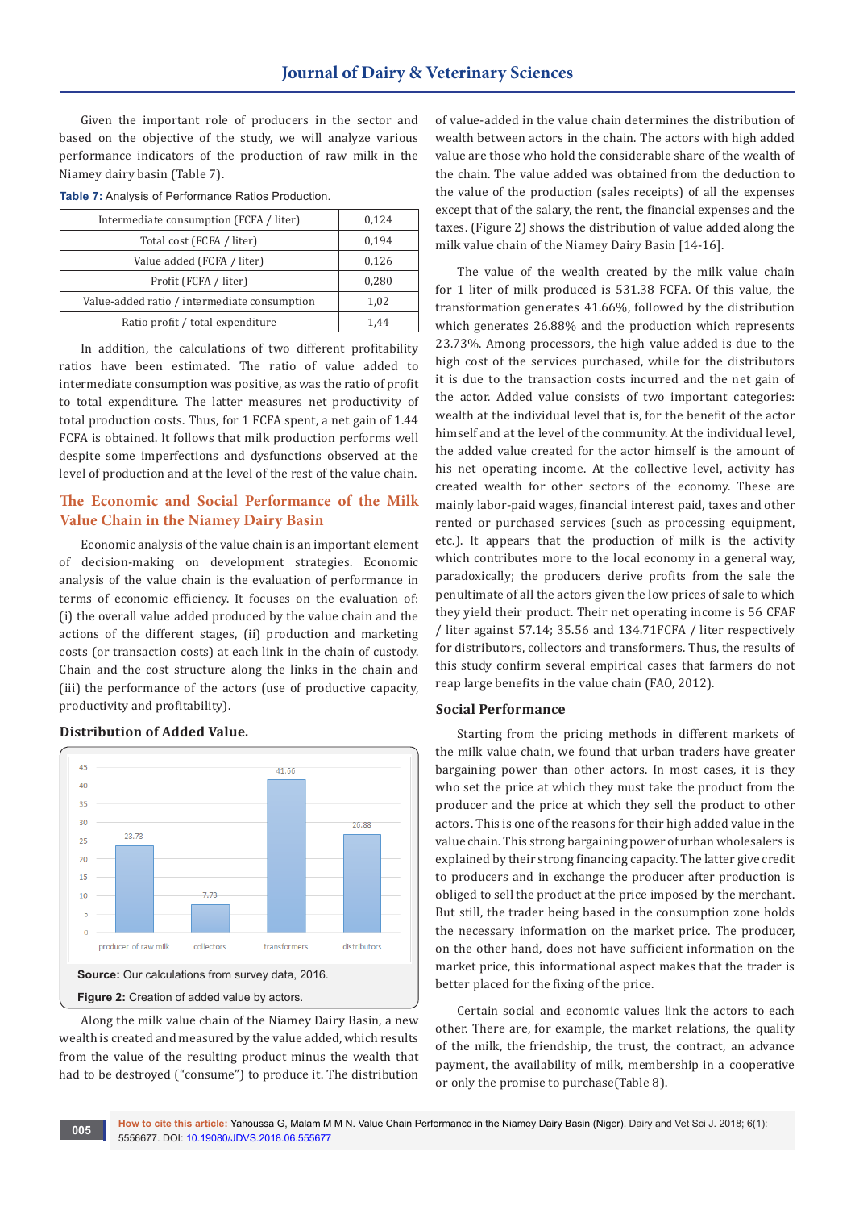Given the important role of producers in the sector and based on the objective of the study, we will analyze various performance indicators of the production of raw milk in the Niamey dairy basin (Table 7).

**Table 7:** Analysis of Performance Ratios Production.

| | |
|---|---|
| Intermediate consumption (FCFA / liter) | 0,124 |
| Total cost (FCFA / liter) | 0,194 |
| Value added (FCFA / liter) | 0,126 |
| Profit (FCFA / liter) | 0,280 |
| Value-added ratio / intermediate consumption | 1,02 |
| Ratio profit / total expenditure | 1,44 |

In addition, the calculations of two different profitability ratios have been estimated. The ratio of value added to intermediate consumption was positive, as was the ratio of profit to total expenditure. The latter measures net productivity of total production costs. Thus, for 1 FCFA spent, a net gain of 1.44 FCFA is obtained. It follows that milk production performs well despite some imperfections and dysfunctions observed at the level of production and at the level of the rest of the value chain.

## The Economic and Social Performance of the Milk Value Chain in the Niamey Dairy Basin

Economic analysis of the value chain is an important element of decision-making on development strategies. Economic analysis of the value chain is the evaluation of performance in terms of economic efficiency. It focuses on the evaluation of: (i) the overall value added produced by the value chain and the actions of the different stages, (ii) production and marketing costs (or transaction costs) at each link in the chain of custody. Chain and the cost structure along the links in the chain and (iii) the performance of the actors (use of productive capacity, productivity and profitability).

### Distribution of Added Value.

| Actor | Added value (%) |
|---|---|
| producer of raw milk | 23.73 |
| collectors | 7.73 |
| transformers | 41.66 |
| distributors | 26.88 |

**Source:** Our calculations from survey data, 2016.

**Figure 2:** Creation of added value by actors.

Along the milk value chain of the Niamey Dairy Basin, a new wealth is created and measured by the value added, which results from the value of the resulting product minus the wealth that had to be destroyed ("consume") to produce it. The distribution of value-added in the value chain determines the distribution of wealth between actors in the chain. The actors with high added value are those who hold the considerable share of the wealth of the chain. The value added was obtained from the deduction to the value of the production (sales receipts) of all the expenses except that of the salary, the rent, the financial expenses and the taxes. (Figure 2) shows the distribution of value added along the milk value chain of the Niamey Dairy Basin [14-16].

The value of the wealth created by the milk value chain for 1 liter of milk produced is 531.38 FCFA. Of this value, the transformation generates 41.66%, followed by the distribution which generates 26.88% and the production which represents 23.73%. Among processors, the high value added is due to the high cost of the services purchased, while for the distributors it is due to the transaction costs incurred and the net gain of the actor. Added value consists of two important categories: wealth at the individual level that is, for the benefit of the actor himself and at the level of the community. At the individual level, the added value created for the actor himself is the amount of his net operating income. At the collective level, activity has created wealth for other sectors of the economy. These are mainly labor-paid wages, financial interest paid, taxes and other rented or purchased services (such as processing equipment, etc.). It appears that the production of milk is the activity which contributes more to the local economy in a general way, paradoxically; the producers derive profits from the sale the penultimate of all the actors given the low prices of sale to which they yield their product. Their net operating income is 56 CFAF / liter against 57.14; 35.56 and 134.71FCFA / liter respectively for distributors, collectors and transformers. Thus, the results of this study confirm several empirical cases that farmers do not reap large benefits in the value chain (FAO, 2012).

### Social Performance

Starting from the pricing methods in different markets of the milk value chain, we found that urban traders have greater bargaining power than other actors. In most cases, it is they who set the price at which they must take the product from the producer and the price at which they sell the product to other actors. This is one of the reasons for their high added value in the value chain. This strong bargaining power of urban wholesalers is explained by their strong financing capacity. The latter give credit to producers and in exchange the producer after production is obliged to sell the product at the price imposed by the merchant. But still, the trader being based in the consumption zone holds the necessary information on the market price. The producer, on the other hand, does not have sufficient information on the market price, this informational aspect makes that the trader is better placed for the fixing of the price.

Certain social and economic values link the actors to each other. There are, for example, the market relations, the quality of the milk, the friendship, the trust, the contract, an advance payment, the availability of milk, membership in a cooperative or only the promise to purchase(Table 8).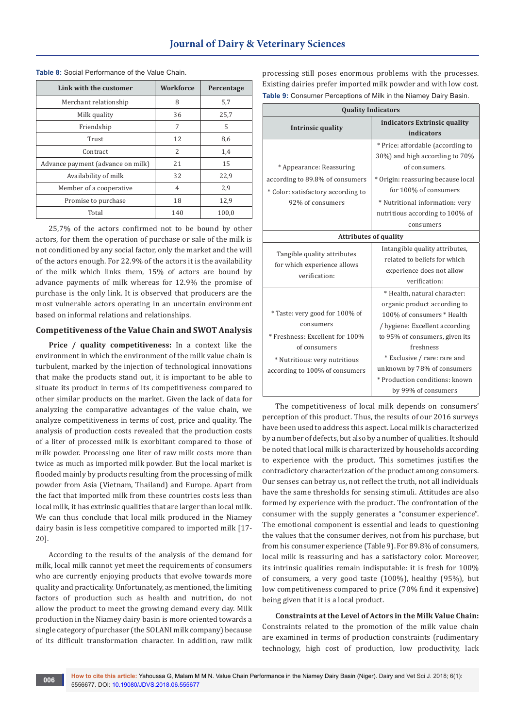**Table 8:** Social Performance of the Value Chain.

| Link with the customer | Workforce | Percentage |
|---|---|---|
| Merchant relationship | 8 | 5,7 |
| Milk quality | 36 | 25,7 |
| Friendship | 7 | 5 |
| Trust | 12 | 8,6 |
| Contract | 2 | 1,4 |
| Advance payment (advance on milk) | 21 | 15 |
| Availability of milk | 32 | 22,9 |
| Member of a cooperative | 4 | 2,9 |
| Promise to purchase | 18 | 12,9 |
| Total | 140 | 100,0 |

25,7% of the actors confirmed not to be bound by other actors, for them the operation of purchase or sale of the milk is not conditioned by any social factor, only the market and the will of the actors enough. For 22.9% of the actors it is the availability of the milk which links them, 15% of actors are bound by advance payments of milk whereas for 12.9% the promise of purchase is the only link. It is observed that producers are the most vulnerable actors operating in an uncertain environment based on informal relations and relationships.

### Competitiveness of the Value Chain and SWOT Analysis

**Price / quality competitiveness:** In a context like the environment in which the environment of the milk value chain is turbulent, marked by the injection of technological innovations that make the products stand out, it is important to be able to situate its product in terms of its competitiveness compared to other similar products on the market. Given the lack of data for analyzing the comparative advantages of the value chain, we analyze competitiveness in terms of cost, price and quality. The analysis of production costs revealed that the production costs of a liter of processed milk is exorbitant compared to those of milk powder. Processing one liter of raw milk costs more than twice as much as imported milk powder. But the local market is flooded mainly by products resulting from the processing of milk powder from Asia (Vietnam, Thailand) and Europe. Apart from the fact that imported milk from these countries costs less than local milk, it has extrinsic qualities that are larger than local milk. We can thus conclude that local milk produced in the Niamey dairy basin is less competitive compared to imported milk [17-20].

According to the results of the analysis of the demand for milk, local milk cannot yet meet the requirements of consumers who are currently enjoying products that evolve towards more quality and practicality. Unfortunately, as mentioned, the limiting factors of production such as health and nutrition, do not allow the product to meet the growing demand every day. Milk production in the Niamey dairy basin is more oriented towards a single category of purchaser (the SOLANI milk company) because of its difficult transformation character. In addition, raw milk processing still poses enormous problems with the processes. Existing dairies prefer imported milk powder and with low cost.

**Table 9:** Consumer Perceptions of Milk in the Niamey Dairy Basin.

| Quality Indicators | |
|---|---|
| **Intrinsic quality** | **indicators Extrinsic quality indicators** |
| * Appearance: Reassuring according to 89.8% of consumers<br>* Color: satisfactory according to 92% of consumers | * Price: affordable (according to 30%) and high according to 70% of consumers.<br>* Origin: reassuring because local for 100% of consumers<br>* Nutritional information: very nutritious according to 100% of consumers |
| **Attributes of quality** | |
| Tangible quality attributes for which experience allows verification: | Intangible quality attributes, related to beliefs for which experience does not allow verification: |
| * Taste: very good for 100% of consumers<br>* Freshness: Excellent for 100% of consumers<br>* Nutritious: very nutritious according to 100% of consumers | * Health, natural character: organic product according to 100% of consumers * Health / hygiene: Excellent according to 95% of consumers, given its freshness<br>* Exclusive / rare: rare and unknown by 78% of consumers<br>* Production conditions: known by 99% of consumers |

The competitiveness of local milk depends on consumers' perception of this product. Thus, the results of our 2016 surveys have been used to address this aspect. Local milk is characterized by a number of defects, but also by a number of qualities. It should be noted that local milk is characterized by households according to experience with the product. This sometimes justifies the contradictory characterization of the product among consumers. Our senses can betray us, not reflect the truth, not all individuals have the same thresholds for sensing stimuli. Attitudes are also formed by experience with the product. The confrontation of the consumer with the supply generates a "consumer experience". The emotional component is essential and leads to questioning the values that the consumer derives, not from his purchase, but from his consumer experience (Table 9). For 89.8% of consumers, local milk is reassuring and has a satisfactory color. Moreover, its intrinsic qualities remain indisputable: it is fresh for 100% of consumers, a very good taste (100%), healthy (95%), but low competitiveness compared to price (70% find it expensive) being given that it is a local product.

**Constraints at the Level of Actors in the Milk Value Chain:** Constraints related to the promotion of the milk value chain are examined in terms of production constraints (rudimentary technology, high cost of production, low productivity, lack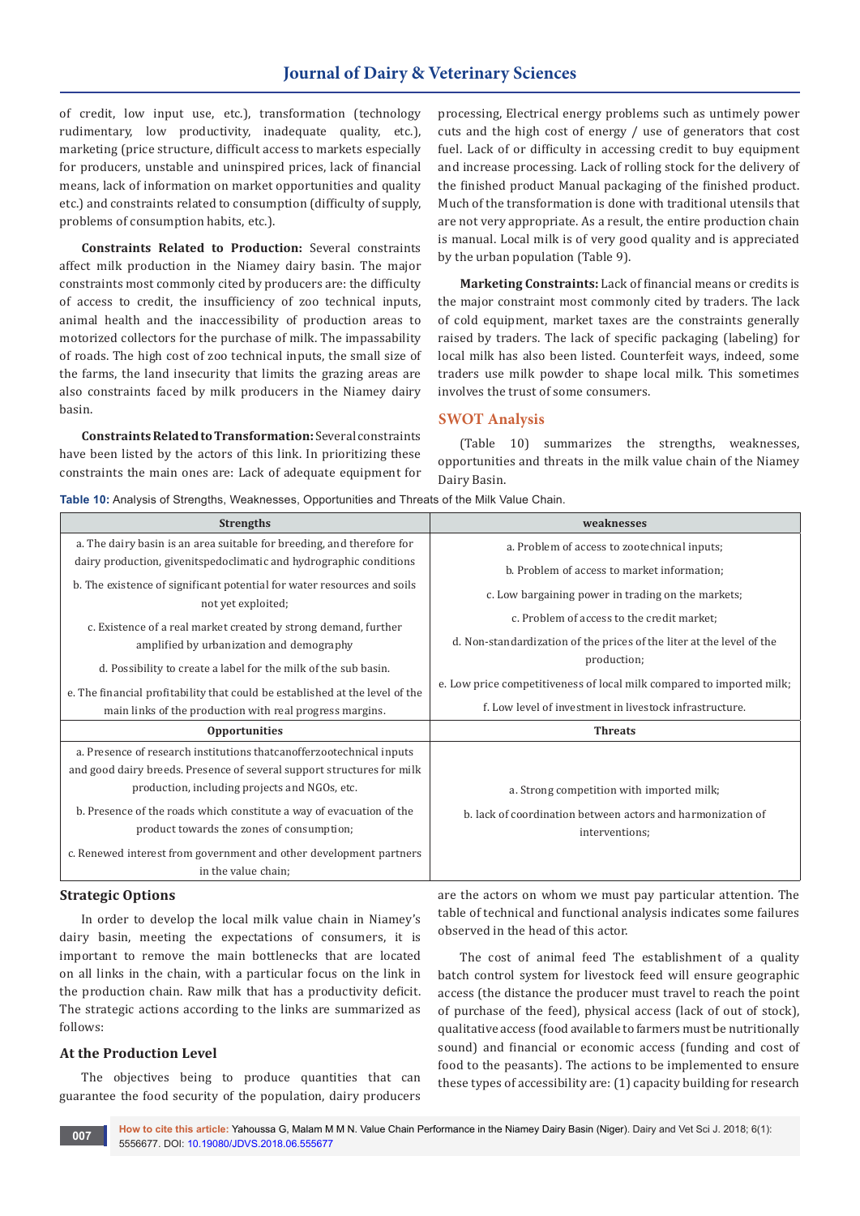of credit, low input use, etc.), transformation (technology rudimentary, low productivity, inadequate quality, etc.), marketing (price structure, difficult access to markets especially for producers, unstable and uninspired prices, lack of financial means, lack of information on market opportunities and quality etc.) and constraints related to consumption (difficulty of supply, problems of consumption habits, etc.).

**Constraints Related to Production:** Several constraints affect milk production in the Niamey dairy basin. The major constraints most commonly cited by producers are: the difficulty of access to credit, the insufficiency of zoo technical inputs, animal health and the inaccessibility of production areas to motorized collectors for the purchase of milk. The impassability of roads. The high cost of zoo technical inputs, the small size of the farms, the land insecurity that limits the grazing areas are also constraints faced by milk producers in the Niamey dairy basin.

**Constraints Related to Transformation:** Several constraints have been listed by the actors of this link. In prioritizing these constraints the main ones are: Lack of adequate equipment for processing, Electrical energy problems such as untimely power cuts and the high cost of energy / use of generators that cost fuel. Lack of or difficulty in accessing credit to buy equipment and increase processing. Lack of rolling stock for the delivery of the finished product Manual packaging of the finished product. Much of the transformation is done with traditional utensils that are not very appropriate. As a result, the entire production chain is manual. Local milk is of very good quality and is appreciated by the urban population (Table 9).

**Marketing Constraints:** Lack of financial means or credits is the major constraint most commonly cited by traders. The lack of cold equipment, market taxes are the constraints generally raised by traders. The lack of specific packaging (labeling) for local milk has also been listed. Counterfeit ways, indeed, some traders use milk powder to shape local milk. This sometimes involves the trust of some consumers.

## SWOT Analysis

(Table 10) summarizes the strengths, weaknesses, opportunities and threats in the milk value chain of the Niamey Dairy Basin.

**Table 10:** Analysis of Strengths, Weaknesses, Opportunities and Threats of the Milk Value Chain.

| Strengths | weaknesses |
|---|---|
| a. The dairy basin is an area suitable for breeding, and therefore for dairy production, givenitspedoclimatic and hydrographic conditions<br>b. The existence of significant potential for water resources and soils not yet exploited;<br>c. Existence of a real market created by strong demand, further amplified by urbanization and demography<br>d. Possibility to create a label for the milk of the sub basin.<br>e. The financial profitability that could be established at the level of the main links of the production with real progress margins. | a. Problem of access to zootechnical inputs;<br>b. Problem of access to market information;<br>c. Low bargaining power in trading on the markets;<br>c. Problem of access to the credit market;<br>d. Non-standardization of the prices of the liter at the level of the production;<br>e. Low price competitiveness of local milk compared to imported milk;<br>f. Low level of investment in livestock infrastructure. |
| **Opportunities** | **Threats** |
| a. Presence of research institutions thatcanofferzootechnical inputs and good dairy breeds. Presence of several support structures for milk production, including projects and NGOs, etc.<br>b. Presence of the roads which constitute a way of evacuation of the product towards the zones of consumption;<br>c. Renewed interest from government and other development partners in the value chain; | a. Strong competition with imported milk;<br>b. lack of coordination between actors and harmonization of interventions; |

## Strategic Options

In order to develop the local milk value chain in Niamey's dairy basin, meeting the expectations of consumers, it is important to remove the main bottlenecks that are located on all links in the chain, with a particular focus on the link in the production chain. Raw milk that has a productivity deficit. The strategic actions according to the links are summarized as follows:

### At the Production Level

The objectives being to produce quantities that can guarantee the food security of the population, dairy producers are the actors on whom we must pay particular attention. The table of technical and functional analysis indicates some failures observed in the head of this actor.

The cost of animal feed The establishment of a quality batch control system for livestock feed will ensure geographic access (the distance the producer must travel to reach the point of purchase of the feed), physical access (lack of out of stock), qualitative access (food available to farmers must be nutritionally sound) and financial or economic access (funding and cost of food to the peasants). The actions to be implemented to ensure these types of accessibility are: (1) capacity building for research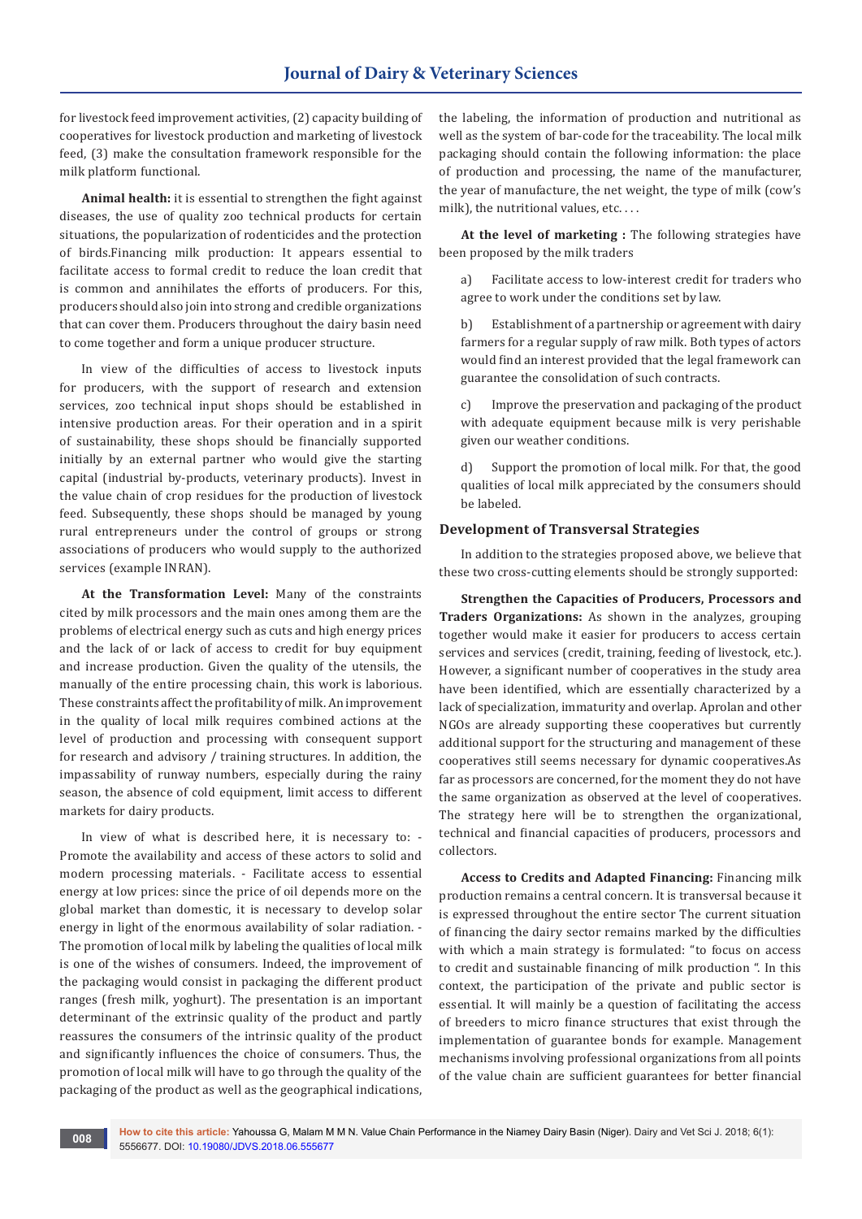for livestock feed improvement activities, (2) capacity building of cooperatives for livestock production and marketing of livestock feed, (3) make the consultation framework responsible for the milk platform functional.

**Animal health:** it is essential to strengthen the fight against diseases, the use of quality zoo technical products for certain situations, the popularization of rodenticides and the protection of birds.Financing milk production: It appears essential to facilitate access to formal credit to reduce the loan credit that is common and annihilates the efforts of producers. For this, producers should also join into strong and credible organizations that can cover them. Producers throughout the dairy basin need to come together and form a unique producer structure.

In view of the difficulties of access to livestock inputs for producers, with the support of research and extension services, zoo technical input shops should be established in intensive production areas. For their operation and in a spirit of sustainability, these shops should be financially supported initially by an external partner who would give the starting capital (industrial by-products, veterinary products). Invest in the value chain of crop residues for the production of livestock feed. Subsequently, these shops should be managed by young rural entrepreneurs under the control of groups or strong associations of producers who would supply to the authorized services (example INRAN).

**At the Transformation Level:** Many of the constraints cited by milk processors and the main ones among them are the problems of electrical energy such as cuts and high energy prices and the lack of or lack of access to credit for buy equipment and increase production. Given the quality of the utensils, the manually of the entire processing chain, this work is laborious. These constraints affect the profitability of milk. An improvement in the quality of local milk requires combined actions at the level of production and processing with consequent support for research and advisory / training structures. In addition, the impassability of runway numbers, especially during the rainy season, the absence of cold equipment, limit access to different markets for dairy products.

In view of what is described here, it is necessary to: - Promote the availability and access of these actors to solid and modern processing materials. - Facilitate access to essential energy at low prices: since the price of oil depends more on the global market than domestic, it is necessary to develop solar energy in light of the enormous availability of solar radiation. - The promotion of local milk by labeling the qualities of local milk is one of the wishes of consumers. Indeed, the improvement of the packaging would consist in packaging the different product ranges (fresh milk, yoghurt). The presentation is an important determinant of the extrinsic quality of the product and partly reassures the consumers of the intrinsic quality of the product and significantly influences the choice of consumers. Thus, the promotion of local milk will have to go through the quality of the packaging of the product as well as the geographical indications, the labeling, the information of production and nutritional as well as the system of bar-code for the traceability. The local milk packaging should contain the following information: the place of production and processing, the name of the manufacturer, the year of manufacture, the net weight, the type of milk (cow's milk), the nutritional values, etc. . . .

**At the level of marketing :** The following strategies have been proposed by the milk traders

a) Facilitate access to low-interest credit for traders who agree to work under the conditions set by law.

b) Establishment of a partnership or agreement with dairy farmers for a regular supply of raw milk. Both types of actors would find an interest provided that the legal framework can guarantee the consolidation of such contracts.

c) Improve the preservation and packaging of the product with adequate equipment because milk is very perishable given our weather conditions.

d) Support the promotion of local milk. For that, the good qualities of local milk appreciated by the consumers should be labeled.

### Development of Transversal Strategies

In addition to the strategies proposed above, we believe that these two cross-cutting elements should be strongly supported:

**Strengthen the Capacities of Producers, Processors and Traders Organizations:** As shown in the analyzes, grouping together would make it easier for producers to access certain services and services (credit, training, feeding of livestock, etc.). However, a significant number of cooperatives in the study area have been identified, which are essentially characterized by a lack of specialization, immaturity and overlap. Aprolan and other NGOs are already supporting these cooperatives but currently additional support for the structuring and management of these cooperatives still seems necessary for dynamic cooperatives.As far as processors are concerned, for the moment they do not have the same organization as observed at the level of cooperatives. The strategy here will be to strengthen the organizational, technical and financial capacities of producers, processors and collectors.

**Access to Credits and Adapted Financing:** Financing milk production remains a central concern. It is transversal because it is expressed throughout the entire sector The current situation of financing the dairy sector remains marked by the difficulties with which a main strategy is formulated: "to focus on access to credit and sustainable financing of milk production ". In this context, the participation of the private and public sector is essential. It will mainly be a question of facilitating the access of breeders to micro finance structures that exist through the implementation of guarantee bonds for example. Management mechanisms involving professional organizations from all points of the value chain are sufficient guarantees for better financial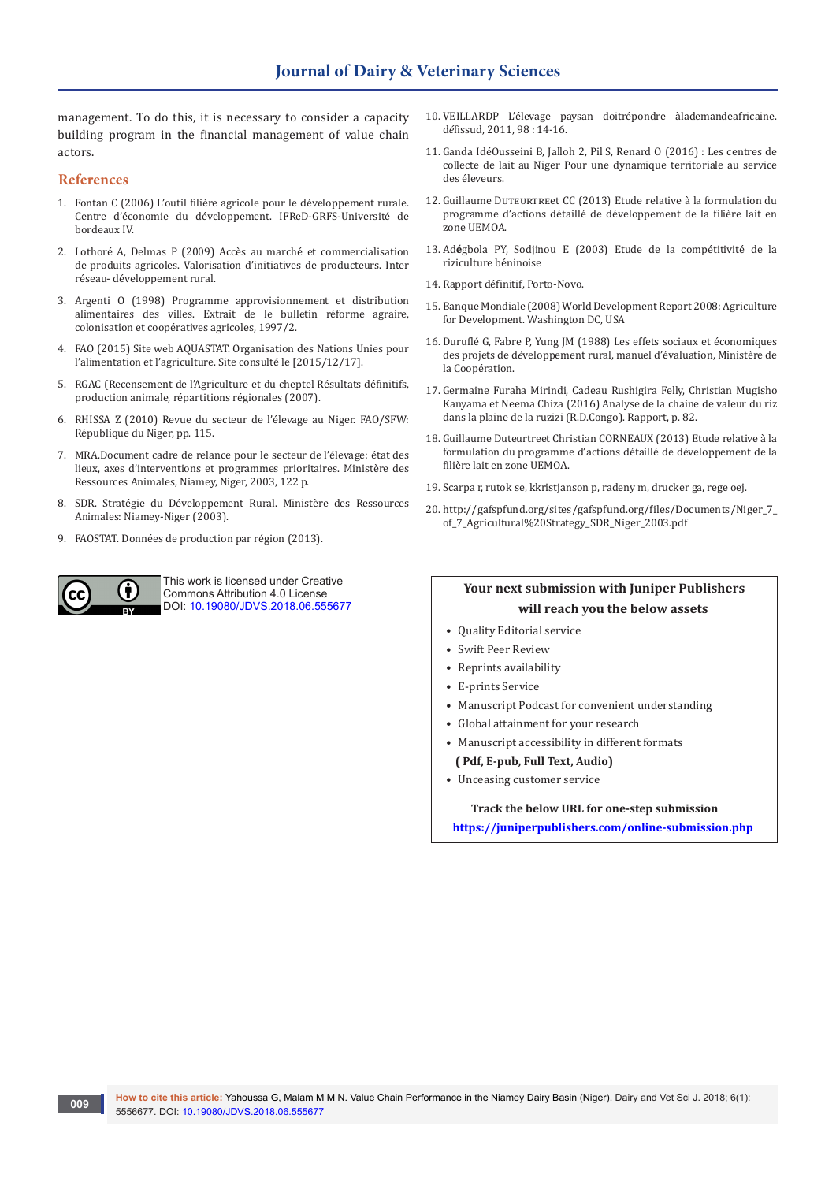management. To do this, it is necessary to consider a capacity building program in the financial management of value chain actors.

## References

1. Fontan C (2006) L'outil filière agricole pour le développement rurale. Centre d'économie du développement. IFReD-GRFS-Université de bordeaux IV.
2. Lothoré A, Delmas P (2009) Accès au marché et commercialisation de produits agricoles. Valorisation d'initiatives de producteurs. Inter réseau- développement rural.
3. Argenti O (1998) Programme approvisionnement et distribution alimentaires des villes. Extrait de le bulletin réforme agraire, colonisation et coopératives agricoles, 1997/2.
4. FAO (2015) Site web AQUASTAT. Organisation des Nations Unies pour l'alimentation et l'agriculture. Site consulté le [2015/12/17].
5. RGAC (Recensement de l'Agriculture et du cheptel Résultats définitifs, production animale, répartitions régionales (2007).
6. RHISSA Z (2010) Revue du secteur de l'élevage au Niger. FAO/SFW: République du Niger, pp. 115.
7. MRA.Document cadre de relance pour le secteur de l'élevage: état des lieux, axes d'interventions et programmes prioritaires. Ministère des Ressources Animales, Niamey, Niger, 2003, 122 p.
8. SDR. Stratégie du Développement Rural. Ministère des Ressources Animales: Niamey-Niger (2003).
9. FAOSTAT. Données de production par région (2013).
10. VEILLARDP L'élevage paysan doitrépondre àlademandeafricaine. défissud, 2011, 98 : 14-16.
11. Ganda IdéOusseini B, Jalloh 2, Pil S, Renard O (2016) : Les centres de collecte de lait au Niger Pour une dynamique territoriale au service des éleveurs.
12. Guillaume Duteurtreet CC (2013) Etude relative à la formulation du programme d'actions détaillé de développement de la filière lait en zone UEMOA.
13. Adégbola PY, Sodjinou E (2003) Etude de la compétitivité de la riziculture béninoise
14. Rapport définitif, Porto-Novo.
15. Banque Mondiale (2008) World Development Report 2008: Agriculture for Development. Washington DC, USA
16. Duruflé G, Fabre P, Yung JM (1988) Les effets sociaux et économiques des projets de développement rural, manuel d'évaluation, Ministère de la Coopération.
17. Germaine Furaha Mirindi, Cadeau Rushigira Felly, Christian Mugisho Kanyama et Neema Chiza (2016) Analyse de la chaine de valeur du riz dans la plaine de la ruzizi (R.D.Congo). Rapport, p. 82.
18. Guillaume Duteurtreet Christian CORNEAUX (2013) Etude relative à la formulation du programme d'actions détaillé de développement de la filière lait en zone UEMOA.
19. Scarpa r, rutok se, kkristjanson p, radeny m, drucker ga, rege oej.
20. http://gafspfund.org/sites/gafspfund.org/files/Documents/Niger_7_of_7_Agricultural%20Strategy_SDR_Niger_2003.pdf

This work is licensed under Creative Commons Attribution 4.0 License
DOI: 10.19080/JDVS.2018.06.555677

**Your next submission with Juniper Publishers will reach you the below assets**

- Quality Editorial service
- Swift Peer Review
- Reprints availability
- E-prints Service
- Manuscript Podcast for convenient understanding
- Global attainment for your research
- Manuscript accessibility in different formats

  **( Pdf, E-pub, Full Text, Audio)**
- Unceasing customer service

**Track the below URL for one-step submission**
**https://juniperpublishers.com/online-submission.php**

**How to cite this article:** Yahoussa G, Malam M M N. Value Chain Performance in the Niamey Dairy Basin (Niger). Dairy and Vet Sci J. 2018; 6(1): 5556677. DOI: 10.19080/JDVS.2018.06.555677